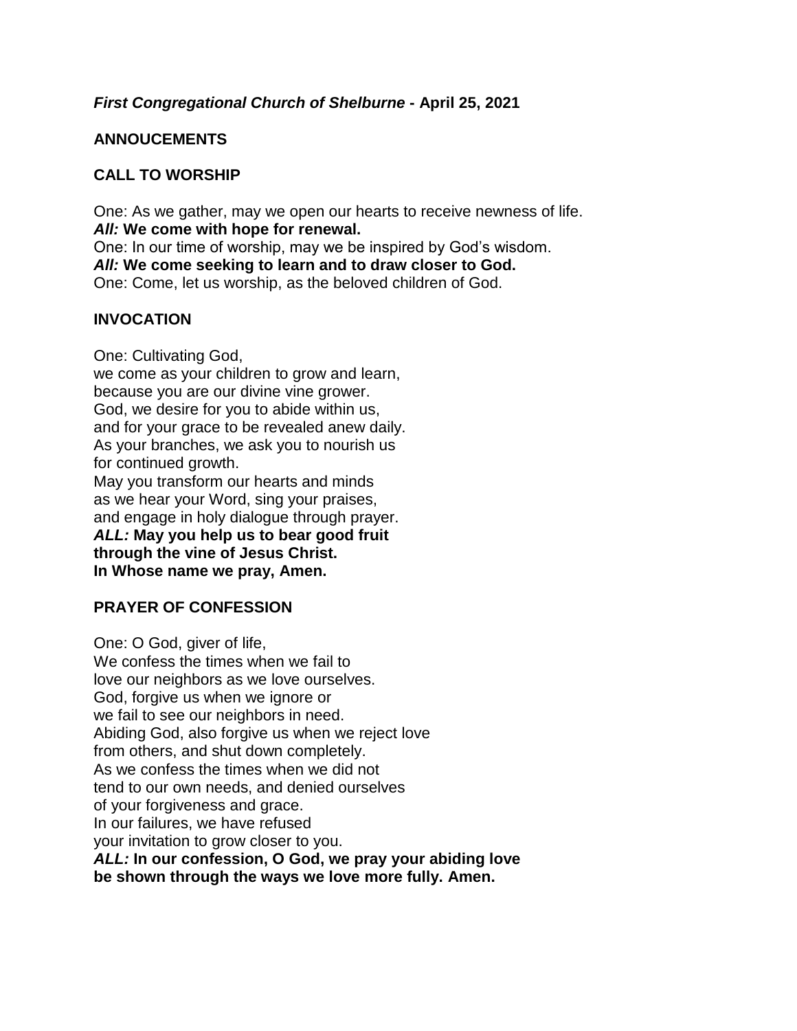***First Congregational Church of Shelburne* - April 25, 2021**

## ANNOUCEMENTS

## CALL TO WORSHIP

One: As we gather, may we open our hearts to receive newness of life.
***All:* We come with hope for renewal.**
One: In our time of worship, may we be inspired by God's wisdom.
***All:* We come seeking to learn and to draw closer to God.**
One: Come, let us worship, as the beloved children of God.

## INVOCATION

One: Cultivating God,
we come as your children to grow and learn,
because you are our divine vine grower.
God, we desire for you to abide within us,
and for your grace to be revealed anew daily.
As your branches, we ask you to nourish us
for continued growth.
May you transform our hearts and minds
as we hear your Word, sing your praises,
and engage in holy dialogue through prayer.
***ALL:* May you help us to bear good fruit**
**through the vine of Jesus Christ.**
**In Whose name we pray, Amen.**

## PRAYER OF CONFESSION

One: O God, giver of life,
We confess the times when we fail to
love our neighbors as we love ourselves.
God, forgive us when we ignore or
we fail to see our neighbors in need.
Abiding God, also forgive us when we reject love
from others, and shut down completely.
As we confess the times when we did not
tend to our own needs, and denied ourselves
of your forgiveness and grace.
In our failures, we have refused
your invitation to grow closer to you.
***ALL:* In our confession, O God, we pray your abiding love**
**be shown through the ways we love more fully. Amen.**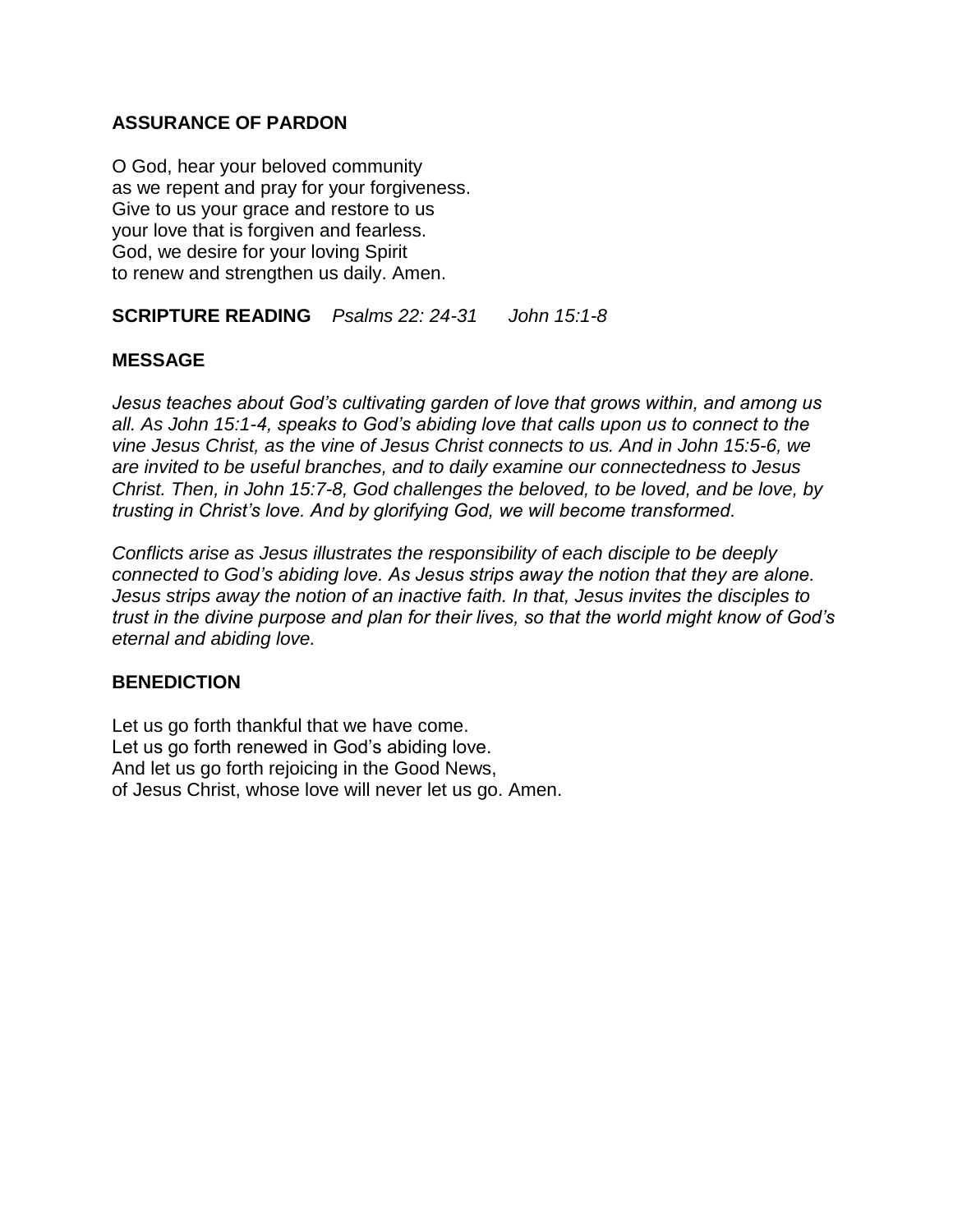**ASSURANCE OF PARDON**

O God, hear your beloved community
as we repent and pray for your forgiveness.
Give to us your grace and restore to us
your love that is forgiven and fearless.
God, we desire for your loving Spirit
to renew and strengthen us daily. Amen.

**SCRIPTURE READING** *Psalms 22: 24-31 John 15:1-8*

**MESSAGE**

*Jesus teaches about God's cultivating garden of love that grows within, and among us all. As John 15:1-4, speaks to God's abiding love that calls upon us to connect to the vine Jesus Christ, as the vine of Jesus Christ connects to us. And in John 15:5-6, we are invited to be useful branches, and to daily examine our connectedness to Jesus Christ. Then, in John 15:7-8, God challenges the beloved, to be loved, and be love, by trusting in Christ's love. And by glorifying God, we will become transformed.*

*Conflicts arise as Jesus illustrates the responsibility of each disciple to be deeply connected to God's abiding love. As Jesus strips away the notion that they are alone. Jesus strips away the notion of an inactive faith. In that, Jesus invites the disciples to trust in the divine purpose and plan for their lives, so that the world might know of God's eternal and abiding love.*

**BENEDICTION**

Let us go forth thankful that we have come.
Let us go forth renewed in God's abiding love.
And let us go forth rejoicing in the Good News,
of Jesus Christ, whose love will never let us go. Amen.